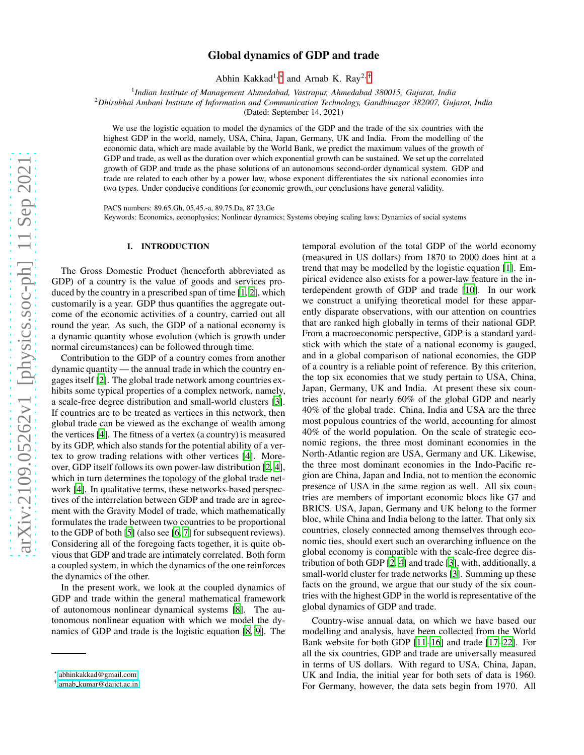# Global dynamics of GDP and trade

Abhin Kakkad[1,*] and Arnab K. Ray[2,†]

[1] *Indian Institute of Management Ahmedabad, Vastrapur, Ahmedabad 380015, Gujarat, India*

[2] *Dhirubhai Ambani Institute of Information and Communication Technology, Gandhinagar 382007, Gujarat, India*

(Dated: September 14, 2021)

We use the logistic equation to model the dynamics of the GDP and the trade of the six countries with the highest GDP in the world, namely, USA, China, Japan, Germany, UK and India. From the modelling of the economic data, which are made available by the World Bank, we predict the maximum values of the growth of GDP and trade, as well as the duration over which exponential growth can be sustained. We set up the correlated growth of GDP and trade as the phase solutions of an autonomous second-order dynamical system. GDP and trade are related to each other by a power law, whose exponent differentiates the six national economies into two types. Under conducive conditions for economic growth, our conclusions have general validity.

PACS numbers: 89.65.Gh, 05.45.-a, 89.75.Da, 87.23.Ge

Keywords: Economics, econophysics; Nonlinear dynamics; Systems obeying scaling laws; Dynamics of social systems

## I. INTRODUCTION

The Gross Domestic Product (henceforth abbreviated as GDP) of a country is the value of goods and services produced by the country in a prescribed span of time [1, 2], which customarily is a year. GDP thus quantifies the aggregate outcome of the economic activities of a country, carried out all round the year. As such, the GDP of a national economy is a dynamic quantity whose evolution (which is growth under normal circumstances) can be followed through time.

Contribution to the GDP of a country comes from another dynamic quantity — the annual trade in which the country engages itself [2]. The global trade network among countries exhibits some typical properties of a complex network, namely, a scale-free degree distribution and small-world clusters [3]. If countries are to be treated as vertices in this network, then global trade can be viewed as the exchange of wealth among the vertices [4]. The fitness of a vertex (a country) is measured by its GDP, which also stands for the potential ability of a vertex to grow trading relations with other vertices [4]. Moreover, GDP itself follows its own power-law distribution [2, 4], which in turn determines the topology of the global trade network [4]. In qualitative terms, these networks-based perspectives of the interrelation between GDP and trade are in agreement with the Gravity Model of trade, which mathematically formulates the trade between two countries to be proportional to the GDP of both [5] (also see [6, 7] for subsequent reviews). Considering all of the foregoing facts together, it is quite obvious that GDP and trade are intimately correlated. Both form a coupled system, in which the dynamics of the one reinforces the dynamics of the other.

In the present work, we look at the coupled dynamics of GDP and trade within the general mathematical framework of autonomous nonlinear dynamical systems [8]. The autonomous nonlinear equation with which we model the dynamics of GDP and trade is the logistic equation [8, 9]. The temporal evolution of the total GDP of the world economy (measured in US dollars) from 1870 to 2000 does hint at a trend that may be modelled by the logistic equation [1]. Empirical evidence also exists for a power-law feature in the interdependent growth of GDP and trade [10]. In our work we construct a unifying theoretical model for these apparently disparate observations, with our attention on countries that are ranked high globally in terms of their national GDP. From a macroeconomic perspective, GDP is a standard yardstick with which the state of a national economy is gauged, and in a global comparison of national economies, the GDP of a country is a reliable point of reference. By this criterion, the top six economies that we study pertain to USA, China, Japan, Germany, UK and India. At present these six countries account for nearly 60% of the global GDP and nearly 40% of the global trade. China, India and USA are the three most populous countries of the world, accounting for almost 40% of the world population. On the scale of strategic economic regions, the three most dominant economies in the North-Atlantic region are USA, Germany and UK. Likewise, the three most dominant economies in the Indo-Pacific region are China, Japan and India, not to mention the economic presence of USA in the same region as well. All six countries are members of important economic blocs like G7 and BRICS. USA, Japan, Germany and UK belong to the former bloc, while China and India belong to the latter. That only six countries, closely connected among themselves through economic ties, should exert such an overarching influence on the global economy is compatible with the scale-free degree distribution of both GDP [2, 4] and trade [3], with, additionally, a small-world cluster for trade networks [3]. Summing up these facts on the ground, we argue that our study of the six countries with the highest GDP in the world is representative of the global dynamics of GDP and trade.

Country-wise annual data, on which we have based our modelling and analysis, have been collected from the World Bank website for both GDP [11–16] and trade [17–22]. For all the six countries, GDP and trade are universally measured in terms of US dollars. With regard to USA, China, Japan, UK and India, the initial year for both sets of data is 1960. For Germany, however, the data sets begin from 1970. All

---

* abhinkakkad@gmail.com

† arnab_kumar@daiict.ac.in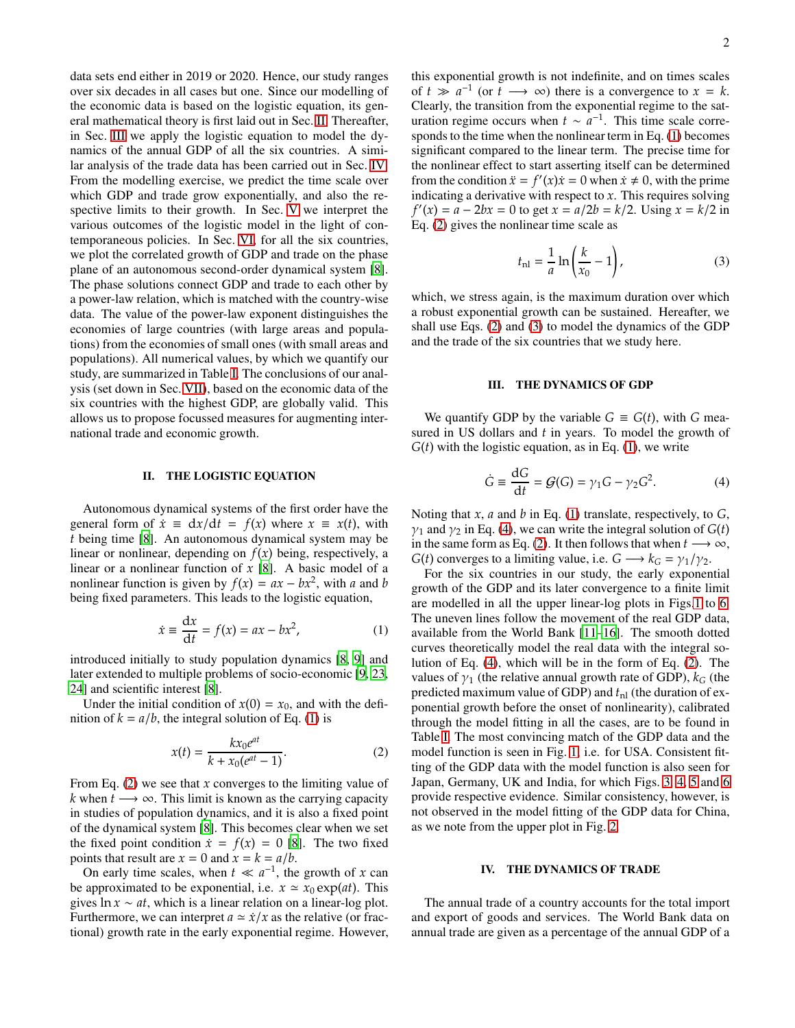data sets end either in 2019 or 2020. Hence, our study ranges over six decades in all cases but one. Since our modelling of the economic data is based on the logistic equation, its general mathematical theory is first laid out in Sec. II. Thereafter, in Sec. III we apply the logistic equation to model the dynamics of the annual GDP of all the six countries. A similar analysis of the trade data has been carried out in Sec. IV. From the modelling exercise, we predict the time scale over which GDP and trade grow exponentially, and also the respective limits to their growth. In Sec. V we interpret the various outcomes of the logistic model in the light of contemporaneous policies. In Sec. VI, for all the six countries, we plot the correlated growth of GDP and trade on the phase plane of an autonomous second-order dynamical system [8]. The phase solutions connect GDP and trade to each other by a power-law relation, which is matched with the country-wise data. The value of the power-law exponent distinguishes the economies of large countries (with large areas and populations) from the economies of small ones (with small areas and populations). All numerical values, by which we quantify our study, are summarized in Table I. The conclusions of our analysis (set down in Sec. VII), based on the economic data of the six countries with the highest GDP, are globally valid. This allows us to propose focussed measures for augmenting international trade and economic growth.

## II. THE LOGISTIC EQUATION

Autonomous dynamical systems of the first order have the general form of $\dot{x} \equiv \mathrm{d}x/\mathrm{d}t = f(x)$ where $x \equiv x(t)$, with $t$ being time [8]. An autonomous dynamical system may be linear or nonlinear, depending on $f(x)$ being, respectively, a linear or a nonlinear function of $x$ [8]. A basic model of a nonlinear function is given by $f(x) = ax - bx^2$, with $a$ and $b$ being fixed parameters. This leads to the logistic equation,

$$\dot{x} \equiv \frac{\mathrm{d}x}{\mathrm{d}t} = f(x) = ax - bx^2, \tag{1}$$

introduced initially to study population dynamics [8, 9] and later extended to multiple problems of socio-economic [9, 23, 24] and scientific interest [8].

Under the initial condition of $x(0) = x_0$, and with the definition of $k = a/b$, the integral solution of Eq. (1) is

$$x(t) = \frac{kx_0 e^{at}}{k + x_0(e^{at} - 1)}. \tag{2}$$

From Eq. (2) we see that $x$ converges to the limiting value of $k$ when $t \longrightarrow \infty$. This limit is known as the carrying capacity in studies of population dynamics, and it is also a fixed point of the dynamical system [8]. This becomes clear when we set the fixed point condition $\dot{x} = f(x) = 0$ [8]. The two fixed points that result are $x = 0$ and $x = k = a/b$.

On early time scales, when $t \ll a^{-1}$, the growth of $x$ can be approximated to be exponential, i.e. $x \simeq x_0 \exp(at)$. This gives $\ln x \sim at$, which is a linear relation on a linear-log plot. Furthermore, we can interpret $a \simeq \dot{x}/x$ as the relative (or fractional) growth rate in the early exponential regime. However, this exponential growth is not indefinite, and on times scales of $t \gg a^{-1}$ (or $t \longrightarrow \infty$) there is a convergence to $x = k$. Clearly, the transition from the exponential regime to the saturation regime occurs when $t \sim a^{-1}$. This time scale corresponds to the time when the nonlinear term in Eq. (1) becomes significant compared to the linear term. The precise time for the nonlinear effect to start asserting itself can be determined from the condition $\ddot{x} = f'(x)\dot{x} = 0$ when $\dot{x} \neq 0$, with the prime indicating a derivative with respect to $x$. This requires solving $f'(x) = a - 2bx = 0$ to get $x = a/2b = k/2$. Using $x = k/2$ in Eq. (2) gives the nonlinear time scale as

$$t_{\mathrm{nl}} = \frac{1}{a} \ln\left(\frac{k}{x_0} - 1\right), \tag{3}$$

which, we stress again, is the maximum duration over which a robust exponential growth can be sustained. Hereafter, we shall use Eqs. (2) and (3) to model the dynamics of the GDP and the trade of the six countries that we study here.

## III. THE DYNAMICS OF GDP

We quantify GDP by the variable $G \equiv G(t)$, with $G$ measured in US dollars and $t$ in years. To model the growth of $G(t)$ with the logistic equation, as in Eq. (1), we write

$$\dot{G} \equiv \frac{\mathrm{d}G}{\mathrm{d}t} = \mathcal{G}(G) = \gamma_1 G - \gamma_2 G^2. \tag{4}$$

Noting that $x$, $a$ and $b$ in Eq. (1) translate, respectively, to $G$, $\gamma_1$ and $\gamma_2$ in Eq. (4), we can write the integral solution of $G(t)$ in the same form as Eq. (2). It then follows that when $t \longrightarrow \infty$, $G(t)$ converges to a limiting value, i.e. $G \longrightarrow k_G = \gamma_1/\gamma_2$.

For the six countries in our study, the early exponential growth of the GDP and its later convergence to a finite limit are modelled in all the upper linear-log plots in Figs. 1 to 6. The uneven lines follow the movement of the real GDP data, available from the World Bank [11–16]. The smooth dotted curves theoretically model the real data with the integral solution of Eq. (4), which will be in the form of Eq. (2). The values of $\gamma_1$ (the relative annual growth rate of GDP), $k_G$ (the predicted maximum value of GDP) and $t_{\mathrm{nl}}$ (the duration of exponential growth before the onset of nonlinearity), calibrated through the model fitting in all the cases, are to be found in Table I. The most convincing match of the GDP data and the model function is seen in Fig. 1, i.e. for USA. Consistent fitting of the GDP data with the model function is also seen for Japan, Germany, UK and India, for which Figs. 3, 4, 5 and 6 provide respective evidence. Similar consistency, however, is not observed in the model fitting of the GDP data for China, as we note from the upper plot in Fig. 2.

## IV. THE DYNAMICS OF TRADE

The annual trade of a country accounts for the total import and export of goods and services. The World Bank data on annual trade are given as a percentage of the annual GDP of a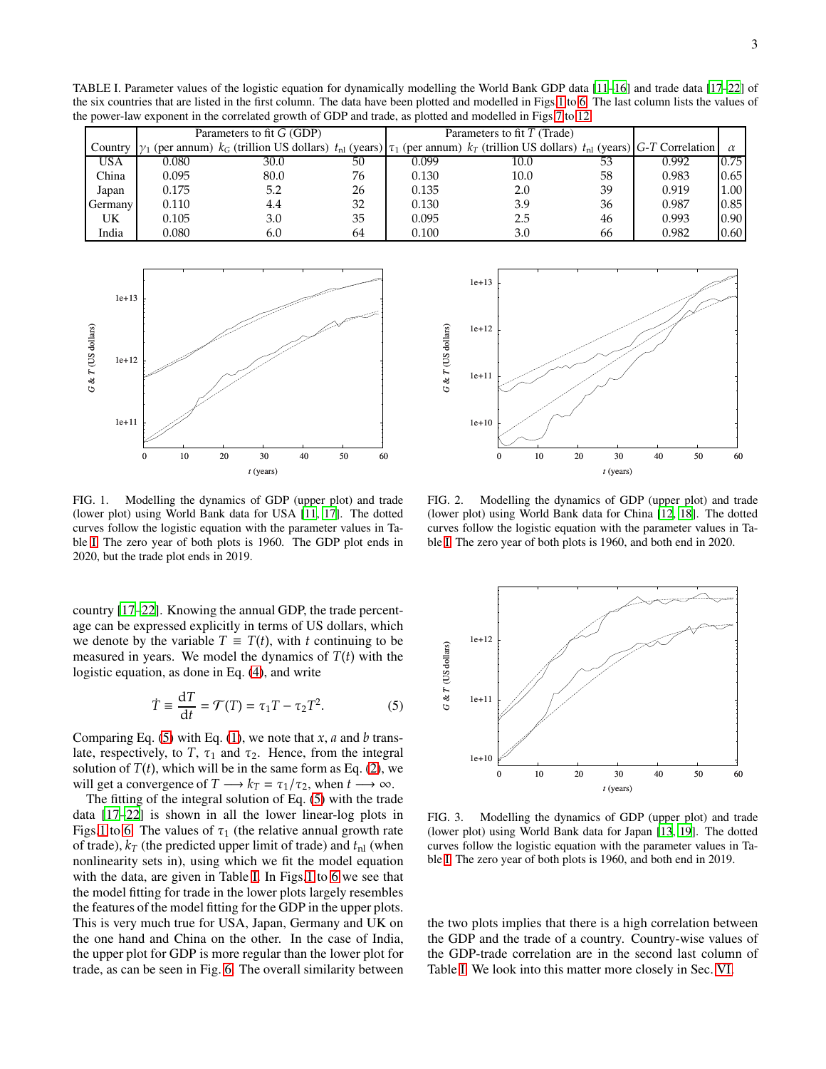TABLE I. Parameter values of the logistic equation for dynamically modelling the World Bank GDP data [11–16] and trade data [17–22] of the six countries that are listed in the first column. The data have been plotted and modelled in Figs 1 to 6. The last column lists the values of the power-law exponent in the correlated growth of GDP and trade, as plotted and modelled in Figs 7 to 12.

| Country | Parameters to fit $G$ (GDP) | | | Parameters to fit $T$ (Trade) | | | $G$-$T$ Correlation | $\alpha$ |
|---|---|---|---|---|---|---|---|---|
| | $\gamma_1$ (per annum) | $k_G$ (trillion US dollars) | $t_{\rm nl}$ (years) | $\tau_1$ (per annum) | $k_T$ (trillion US dollars) | $t_{\rm nl}$ (years) | | |
| USA | 0.080 | 30.0 | 50 | 0.099 | 10.0 | 53 | 0.992 | 0.75 |
| China | 0.095 | 80.0 | 76 | 0.130 | 10.0 | 58 | 0.983 | 0.65 |
| Japan | 0.175 | 5.2 | 26 | 0.135 | 2.0 | 39 | 0.919 | 1.00 |
| Germany | 0.110 | 4.4 | 32 | 0.130 | 3.9 | 36 | 0.987 | 0.85 |
| UK | 0.105 | 3.0 | 35 | 0.095 | 2.5 | 46 | 0.993 | 0.90 |
| India | 0.080 | 6.0 | 64 | 0.100 | 3.0 | 66 | 0.982 | 0.60 |

FIG. 1. Modelling the dynamics of GDP (upper plot) and trade (lower plot) using World Bank data for USA [11, 17]. The dotted curves follow the logistic equation with the parameter values in Table I. The zero year of both plots is 1960. The GDP plot ends in 2020, but the trade plot ends in 2019.

FIG. 2. Modelling the dynamics of GDP (upper plot) and trade (lower plot) using World Bank data for China [12, 18]. The dotted curves follow the logistic equation with the parameter values in Table I. The zero year of both plots is 1960, and both end in 2020.

country [17–22]. Knowing the annual GDP, the trade percentage can be expressed explicitly in terms of US dollars, which we denote by the variable $T \equiv T(t)$, with $t$ continuing to be measured in years. We model the dynamics of $T(t)$ with the logistic equation, as done in Eq. (4), and write

$$\dot{T} \equiv \frac{\mathrm{d}T}{\mathrm{d}t} = \mathcal{T}(T) = \tau_1 T - \tau_2 T^2. \tag{5}$$

Comparing Eq. (5) with Eq. (1), we note that $x$, $a$ and $b$ translate, respectively, to $T$, $\tau_1$ and $\tau_2$. Hence, from the integral solution of $T(t)$, which will be in the same form as Eq. (2), we will get a convergence of $T \longrightarrow k_T = \tau_1/\tau_2$, when $t \longrightarrow \infty$.

The fitting of the integral solution of Eq. (5) with the trade data [17–22] is shown in all the lower linear-log plots in Figs 1 to 6. The values of $\tau_1$ (the relative annual growth rate of trade), $k_T$ (the predicted upper limit of trade) and $t_{\rm nl}$ (when nonlinearity sets in), using which we fit the model equation with the data, are given in Table I. In Figs 1 to 6 we see that the model fitting for trade in the lower plots largely resembles the features of the model fitting for the GDP in the upper plots. This is very much true for USA, Japan, Germany and UK on the one hand and China on the other. In the case of India, the upper plot for GDP is more regular than the lower plot for trade, as can be seen in Fig. 6. The overall similarity between the two plots implies that there is a high correlation between the GDP and the trade of a country. Country-wise values of the GDP-trade correlation are in the second last column of Table I. We look into this matter more closely in Sec. VI.

FIG. 3. Modelling the dynamics of GDP (upper plot) and trade (lower plot) using World Bank data for Japan [13, 19]. The dotted curves follow the logistic equation with the parameter values in Table I. The zero year of both plots is 1960, and both end in 2019.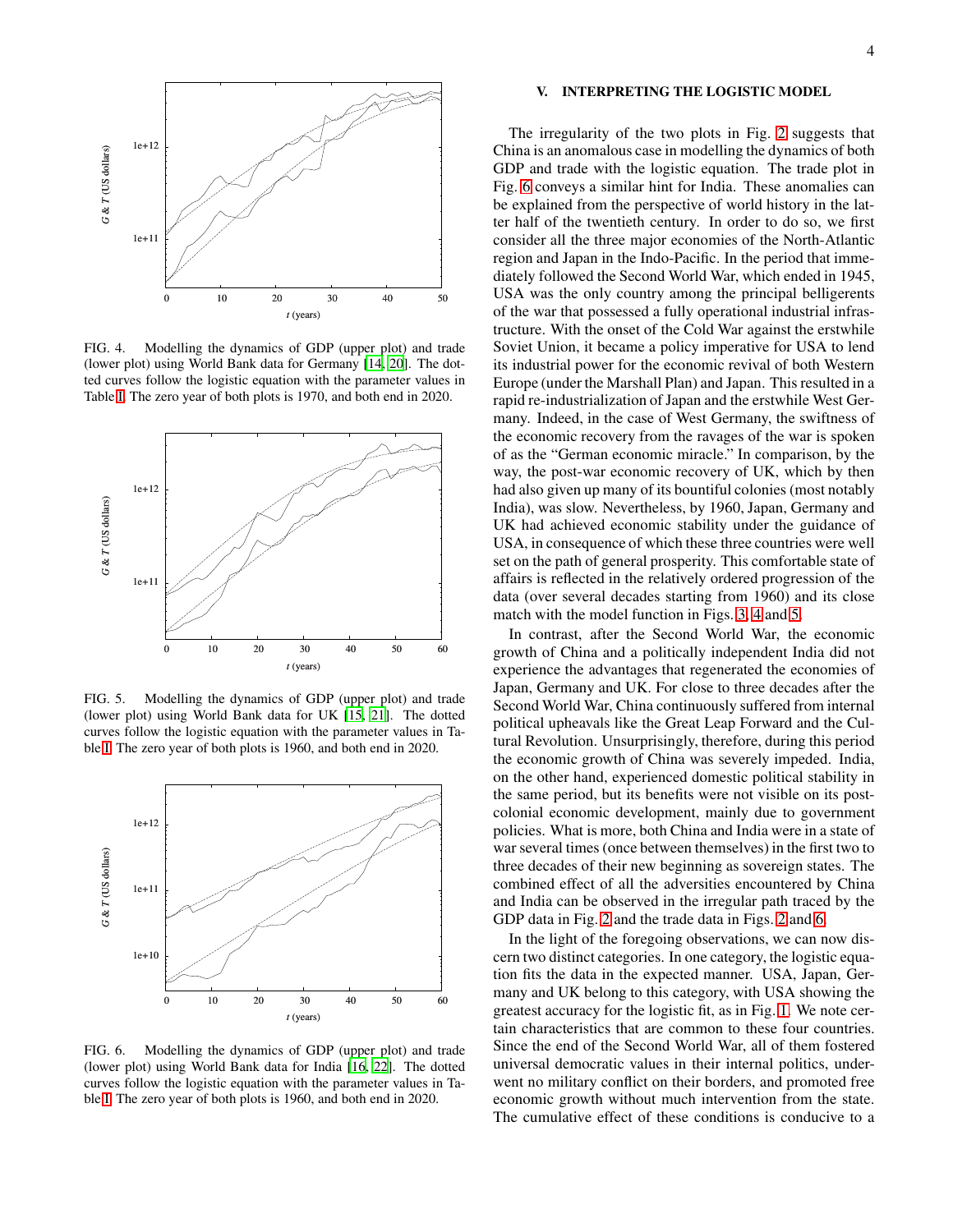FIG. 4. Modelling the dynamics of GDP (upper plot) and trade (lower plot) using World Bank data for Germany [14, 20]. The dotted curves follow the logistic equation with the parameter values in Table I. The zero year of both plots is 1970, and both end in 2020.

FIG. 5. Modelling the dynamics of GDP (upper plot) and trade (lower plot) using World Bank data for UK [15, 21]. The dotted curves follow the logistic equation with the parameter values in Table I. The zero year of both plots is 1960, and both end in 2020.

FIG. 6. Modelling the dynamics of GDP (upper plot) and trade (lower plot) using World Bank data for India [16, 22]. The dotted curves follow the logistic equation with the parameter values in Table I. The zero year of both plots is 1960, and both end in 2020.

## V. INTERPRETING THE LOGISTIC MODEL

The irregularity of the two plots in Fig. 2 suggests that China is an anomalous case in modelling the dynamics of both GDP and trade with the logistic equation. The trade plot in Fig. 6 conveys a similar hint for India. These anomalies can be explained from the perspective of world history in the latter half of the twentieth century. In order to do so, we first consider all the three major economies of the North-Atlantic region and Japan in the Indo-Pacific. In the period that immediately followed the Second World War, which ended in 1945, USA was the only country among the principal belligerents of the war that possessed a fully operational industrial infrastructure. With the onset of the Cold War against the erstwhile Soviet Union, it became a policy imperative for USA to lend its industrial power for the economic revival of both Western Europe (under the Marshall Plan) and Japan. This resulted in a rapid re-industrialization of Japan and the erstwhile West Germany. Indeed, in the case of West Germany, the swiftness of the economic recovery from the ravages of the war is spoken of as the "German economic miracle." In comparison, by the way, the post-war economic recovery of UK, which by then had also given up many of its bountiful colonies (most notably India), was slow. Nevertheless, by 1960, Japan, Germany and UK had achieved economic stability under the guidance of USA, in consequence of which these three countries were well set on the path of general prosperity. This comfortable state of affairs is reflected in the relatively ordered progression of the data (over several decades starting from 1960) and its close match with the model function in Figs. 3, 4 and 5.

In contrast, after the Second World War, the economic growth of China and a politically independent India did not experience the advantages that regenerated the economies of Japan, Germany and UK. For close to three decades after the Second World War, China continuously suffered from internal political upheavals like the Great Leap Forward and the Cultural Revolution. Unsurprisingly, therefore, during this period the economic growth of China was severely impeded. India, on the other hand, experienced domestic political stability in the same period, but its benefits were not visible on its post-colonial economic development, mainly due to government policies. What is more, both China and India were in a state of war several times (once between themselves) in the first two to three decades of their new beginning as sovereign states. The combined effect of all the adversities encountered by China and India can be observed in the irregular path traced by the GDP data in Fig. 2 and the trade data in Figs. 2 and 6.

In the light of the foregoing observations, we can now discern two distinct categories. In one category, the logistic equation fits the data in the expected manner. USA, Japan, Germany and UK belong to this category, with USA showing the greatest accuracy for the logistic fit, as in Fig. 1. We note certain characteristics that are common to these four countries. Since the end of the Second World War, all of them fostered universal democratic values in their internal politics, underwent no military conflict on their borders, and promoted free economic growth without much intervention from the state. The cumulative effect of these conditions is conducive to a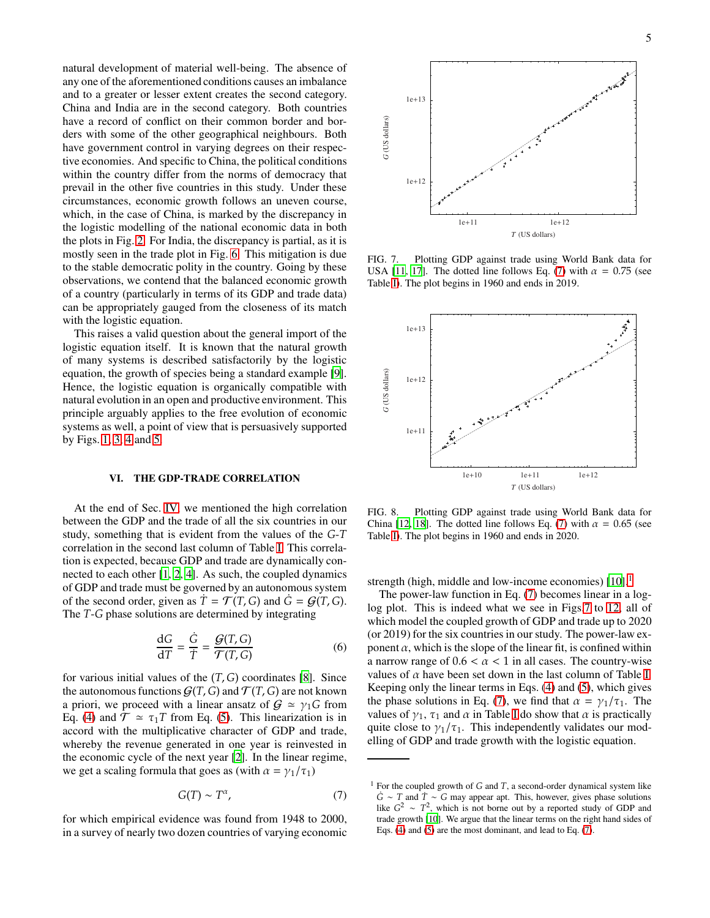natural development of material well-being. The absence of any one of the aforementioned conditions causes an imbalance and to a greater or lesser extent creates the second category. China and India are in the second category. Both countries have a record of conflict on their common border and borders with some of the other geographical neighbours. Both have government control in varying degrees on their respective economies. And specific to China, the political conditions within the country differ from the norms of democracy that prevail in the other five countries in this study. Under these circumstances, economic growth follows an uneven course, which, in the case of China, is marked by the discrepancy in the logistic modelling of the national economic data in both the plots in Fig. 2. For India, the discrepancy is partial, as it is mostly seen in the trade plot in Fig. 6. This mitigation is due to the stable democratic polity in the country. Going by these observations, we contend that the balanced economic growth of a country (particularly in terms of its GDP and trade data) can be appropriately gauged from the closeness of its match with the logistic equation.

This raises a valid question about the general import of the logistic equation itself. It is known that the natural growth of many systems is described satisfactorily by the logistic equation, the growth of species being a standard example [9]. Hence, the logistic equation is organically compatible with natural evolution in an open and productive environment. This principle arguably applies to the free evolution of economic systems as well, a point of view that is persuasively supported by Figs. 1, 3, 4 and 5.

## VI. THE GDP-TRADE CORRELATION

At the end of Sec. IV, we mentioned the high correlation between the GDP and the trade of all the six countries in our study, something that is evident from the values of the $G$-$T$ correlation in the second last column of Table I. This correlation is expected, because GDP and trade are dynamically connected to each other [1, 2, 4]. As such, the coupled dynamics of GDP and trade must be governed by an autonomous system of the second order, given as $\dot{T} = \mathcal{T}(T,G)$ and $\dot{G} = \mathcal{G}(T,G)$. The $T$-$G$ phase solutions are determined by integrating

$$\frac{\mathrm{d}G}{\mathrm{d}T} = \frac{\dot{G}}{\dot{T}} = \frac{\mathcal{G}(T,G)}{\mathcal{T}(T,G)} \tag{6}$$

for various initial values of the $(T,G)$ coordinates [8]. Since the autonomous functions $\mathcal{G}(T,G)$ and $\mathcal{T}(T,G)$ are not known a priori, we proceed with a linear ansatz of $\mathcal{G} \simeq \gamma_1 G$ from Eq. (4) and $\mathcal{T} \simeq \tau_1 T$ from Eq. (5). This linearization is in accord with the multiplicative character of GDP and trade, whereby the revenue generated in one year is reinvested in the economic cycle of the next year [2]. In the linear regime, we get a scaling formula that goes as (with $\alpha = \gamma_1/\tau_1$)

$$G(T) \sim T^{\alpha}, \tag{7}$$

for which empirical evidence was found from 1948 to 2000, in a survey of nearly two dozen countries of varying economic

FIG. 7. Plotting GDP against trade using World Bank data for USA [11, 17]. The dotted line follows Eq. (7) with $\alpha = 0.75$ (see Table I). The plot begins in 1960 and ends in 2019.

FIG. 8. Plotting GDP against trade using World Bank data for China [12, 18]. The dotted line follows Eq. (7) with $\alpha = 0.65$ (see Table I). The plot begins in 1960 and ends in 2020.

strength (high, middle and low-income economies) [10].[1]

The power-law function in Eq. (7) becomes linear in a log-log plot. This is indeed what we see in Figs 7 to 12, all of which model the coupled growth of GDP and trade up to 2020 (or 2019) for the six countries in our study. The power-law exponent $\alpha$, which is the slope of the linear fit, is confined within a narrow range of $0.6 < \alpha < 1$ in all cases. The country-wise values of $\alpha$ have been set down in the last column of Table I. Keeping only the linear terms in Eqs. (4) and (5), which gives the phase solutions in Eq. (7), we find that $\alpha = \gamma_1/\tau_1$. The values of $\gamma_1$, $\tau_1$ and $\alpha$ in Table I do show that $\alpha$ is practically quite close to $\gamma_1/\tau_1$. This independently validates our modelling of GDP and trade growth with the logistic equation.

[1] For the coupled growth of $G$ and $T$, a second-order dynamical system like $\dot{G} \sim T$ and $\dot{T} \sim G$ may appear apt. This, however, gives phase solutions like $G^2 \sim T^2$, which is not borne out by a reported study of GDP and trade growth [10]. We argue that the linear terms on the right hand sides of Eqs. (4) and (5) are the most dominant, and lead to Eq. (7).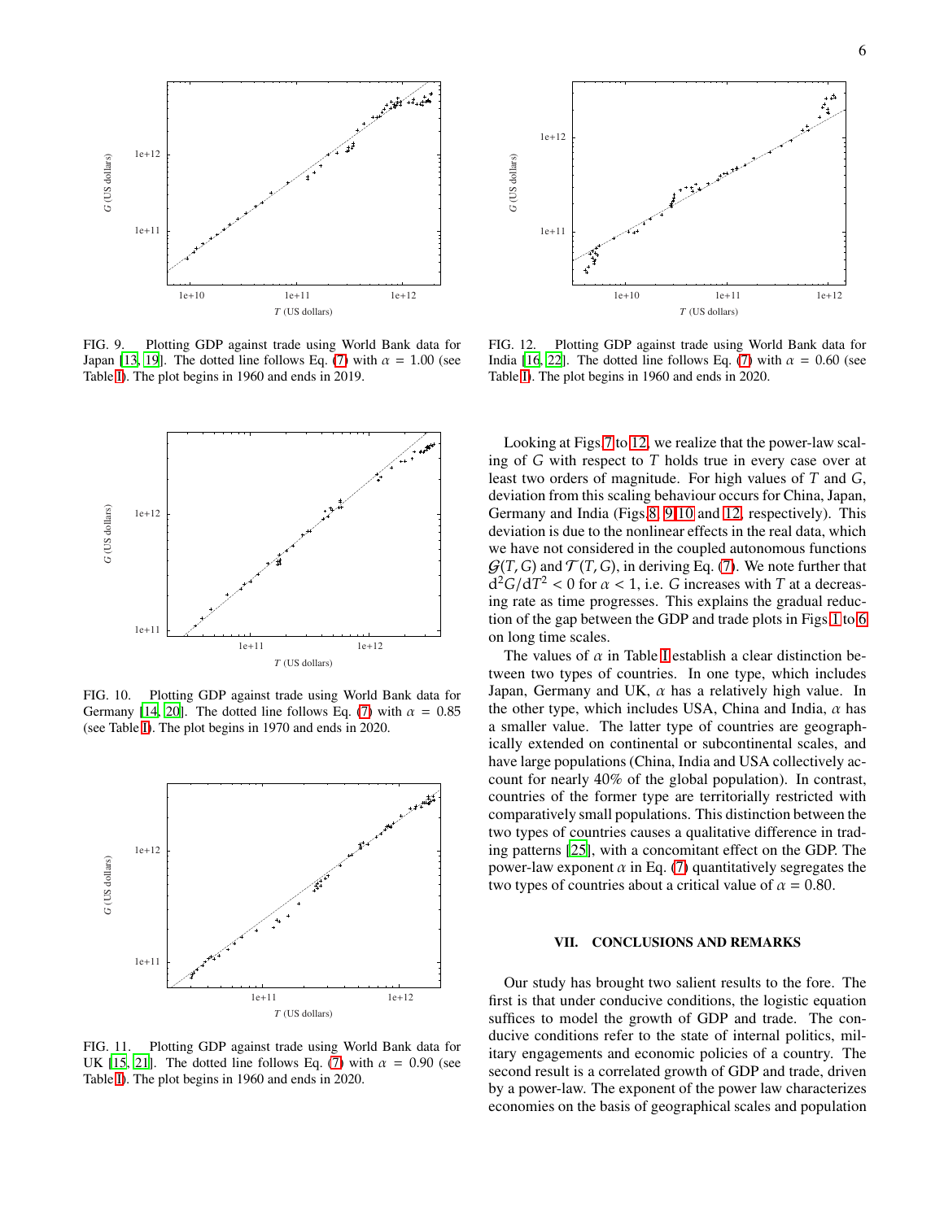FIG. 9. Plotting GDP against trade using World Bank data for Japan [13, 19]. The dotted line follows Eq. (7) with $\alpha = 1.00$ (see Table I). The plot begins in 1960 and ends in 2019.

FIG. 10. Plotting GDP against trade using World Bank data for Germany [14, 20]. The dotted line follows Eq. (7) with $\alpha = 0.85$ (see Table I). The plot begins in 1970 and ends in 2020.

FIG. 11. Plotting GDP against trade using World Bank data for UK [15, 21]. The dotted line follows Eq. (7) with $\alpha = 0.90$ (see Table I). The plot begins in 1960 and ends in 2020.

FIG. 12. Plotting GDP against trade using World Bank data for India [16, 22]. The dotted line follows Eq. (7) with $\alpha = 0.60$ (see Table I). The plot begins in 1960 and ends in 2020.

Looking at Figs 7 to 12, we realize that the power-law scaling of $G$ with respect to $T$ holds true in every case over at least two orders of magnitude. For high values of $T$ and $G$, deviation from this scaling behaviour occurs for China, Japan, Germany and India (Figs.8, 9,10 and 12, respectively). This deviation is due to the nonlinear effects in the real data, which we have not considered in the coupled autonomous functions $\mathcal{G}(T, G)$ and $\mathcal{T}(T, G)$, in deriving Eq. (7). We note further that $\mathrm{d}^2G/\mathrm{d}T^2 < 0$ for $\alpha < 1$, i.e. $G$ increases with $T$ at a decreasing rate as time progresses. This explains the gradual reduction of the gap between the GDP and trade plots in Figs 1 to 6 on long time scales.

The values of $\alpha$ in Table I establish a clear distinction between two types of countries. In one type, which includes Japan, Germany and UK, $\alpha$ has a relatively high value. In the other type, which includes USA, China and India, $\alpha$ has a smaller value. The latter type of countries are geographically extended on continental or subcontinental scales, and have large populations (China, India and USA collectively account for nearly 40% of the global population). In contrast, countries of the former type are territorially restricted with comparatively small populations. This distinction between the two types of countries causes a qualitative difference in trading patterns [25], with a concomitant effect on the GDP. The power-law exponent $\alpha$ in Eq. (7) quantitatively segregates the two types of countries about a critical value of $\alpha = 0.80$.

## VII. CONCLUSIONS AND REMARKS

Our study has brought two salient results to the fore. The first is that under conducive conditions, the logistic equation suffices to model the growth of GDP and trade. The conducive conditions refer to the state of internal politics, military engagements and economic policies of a country. The second result is a correlated growth of GDP and trade, driven by a power-law. The exponent of the power law characterizes economies on the basis of geographical scales and population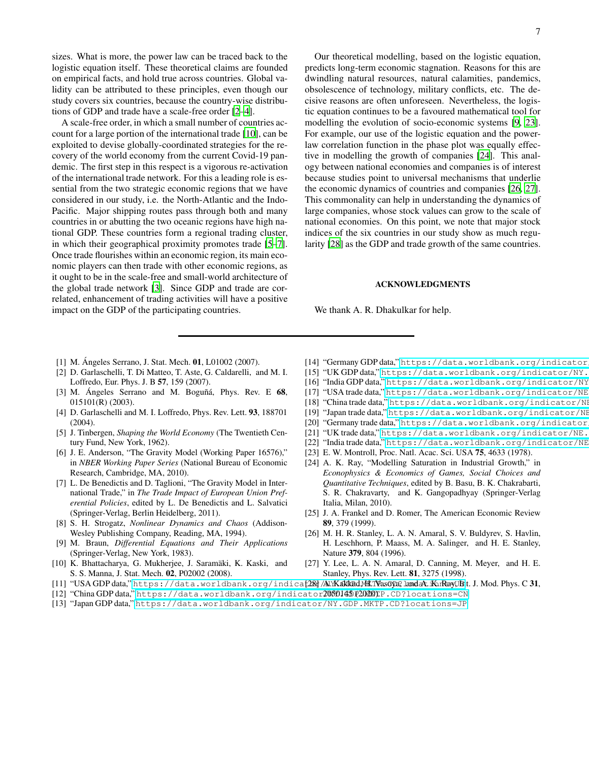sizes. What is more, the power law can be traced back to the logistic equation itself. These theoretical claims are founded on empirical facts, and hold true across countries. Global validity can be attributed to these principles, even though our study covers six countries, because the country-wise distributions of GDP and trade have a scale-free order [2–4].

A scale-free order, in which a small number of countries account for a large portion of the international trade [10], can be exploited to devise globally-coordinated strategies for the recovery of the world economy from the current Covid-19 pandemic. The first step in this respect is a vigorous re-activation of the international trade network. For this a leading role is essential from the two strategic economic regions that we have considered in our study, i.e. the North-Atlantic and the Indo-Pacific. Major shipping routes pass through both and many countries in or abutting the two oceanic regions have high national GDP. These countries form a regional trading cluster, in which their geographical proximity promotes trade [5–7]. Once trade flourishes within an economic region, its main economic players can then trade with other economic regions, as it ought to be in the scale-free and small-world architecture of the global trade network [3]. Since GDP and trade are correlated, enhancement of trading activities will have a positive impact on the GDP of the participating countries.

Our theoretical modelling, based on the logistic equation, predicts long-term economic stagnation. Reasons for this are dwindling natural resources, natural calamities, pandemics, obsolescence of technology, military conflicts, etc. The decisive reasons are often unforeseen. Nevertheless, the logistic equation continues to be a favoured mathematical tool for modelling the evolution of socio-economic systems [9, 23]. For example, our use of the logistic equation and the power-law correlation function in the phase plot was equally effective in modelling the growth of companies [24]. This analogy between national economies and companies is of interest because studies point to universal mechanisms that underlie the economic dynamics of countries and companies [26, 27]. This commonality can help in understanding the dynamics of large companies, whose stock values can grow to the scale of national economies. On this point, we note that major stock indices of the six countries in our study show as much regularity [28] as the GDP and trade growth of the same countries.

## ACKNOWLEDGMENTS

We thank A. R. Dhakulkar for help.

---

[1] M. Ángeles Serrano, J. Stat. Mech. **01**, L01002 (2007).

[2] D. Garlaschelli, T. Di Matteo, T. Aste, G. Caldarelli, and M. I. Loffredo, Eur. Phys. J. B **57**, 159 (2007).

[3] M. Ángeles Serrano and M. Boguñá, Phys. Rev. E **68**, 015101(R) (2003).

[4] D. Garlaschelli and M. I. Loffredo, Phys. Rev. Lett. **93**, 188701 (2004).

[5] J. Tinbergen, *Shaping the World Economy* (The Twentieth Century Fund, New York, 1962).

[6] J. E. Anderson, "The Gravity Model (Working Paper 16576)," in *NBER Working Paper Series* (National Bureau of Economic Research, Cambridge, MA, 2010).

[7] L. De Benedictis and D. Taglioni, "The Gravity Model in International Trade," in *The Trade Impact of European Union Preferential Policies*, edited by L. De Benedictis and L. Salvatici (Springer-Verlag, Berlin Heidelberg, 2011).

[8] S. H. Strogatz, *Nonlinear Dynamics and Chaos* (Addison-Wesley Publishing Company, Reading, MA, 1994).

[9] M. Braun, *Differential Equations and Their Applications* (Springer-Verlag, New York, 1983).

[10] K. Bhattacharya, G. Mukherjee, J. Saramäki, K. Kaski, and S. S. Manna, J. Stat. Mech. **02**, P02002 (2008).

[11] "USA GDP data," https://data.worldbank.org/indicator/NY.GDP.MKTP.CD?locations=US

[12] "China GDP data," https://data.worldbank.org/indicator/NY.GDP.MKTP.CD?locations=CN

[13] "Japan GDP data," https://data.worldbank.org/indicator/NY.GDP.MKTP.CD?locations=JP

[14] "Germany GDP data," https://data.worldbank.org/indicator

[15] "UK GDP data," https://data.worldbank.org/indicator/NY.

[16] "India GDP data," https://data.worldbank.org/indicator/NY

[17] "USA trade data," https://data.worldbank.org/indicator/NE

[18] "China trade data," https://data.worldbank.org/indicator/NE

[19] "Japan trade data," https://data.worldbank.org/indicator/NE

[20] "Germany trade data," https://data.worldbank.org/indicator

[21] "UK trade data," https://data.worldbank.org/indicator/NE.

[22] "India trade data," https://data.worldbank.org/indicator/NE

[23] E. W. Montroll, Proc. Natl. Acac. Sci. USA **75**, 4633 (1978).

[24] A. K. Ray, "Modelling Saturation in Industrial Growth," in *Econophysics & Economics of Games, Social Choices and Quantitative Techniques*, edited by B. Basu, B. K. Chakrabarti, S. R. Chakravarty, and K. Gangopadhyay (Springer-Verlag Italia, Milan, 2010).

[25] J. A. Frankel and D. Romer, The American Economic Review **89**, 379 (1999).

[26] M. H. R. Stanley, L. A. N. Amaral, S. V. Buldyrev, S. Havlin, H. Leschhorn, P. Maass, M. A. Salinger, and H. E. Stanley, Nature **379**, 804 (1996).

[27] Y. Lee, L. A. N. Amaral, D. Canning, M. Meyer, and H. E. Stanley, Phys. Rev. Lett. **81**, 3275 (1998).

[28] A. Kakad, H. Vasoya, and A. K. Ray, Int. J. Mod. Phys. C **31**, 2050145 (2020).